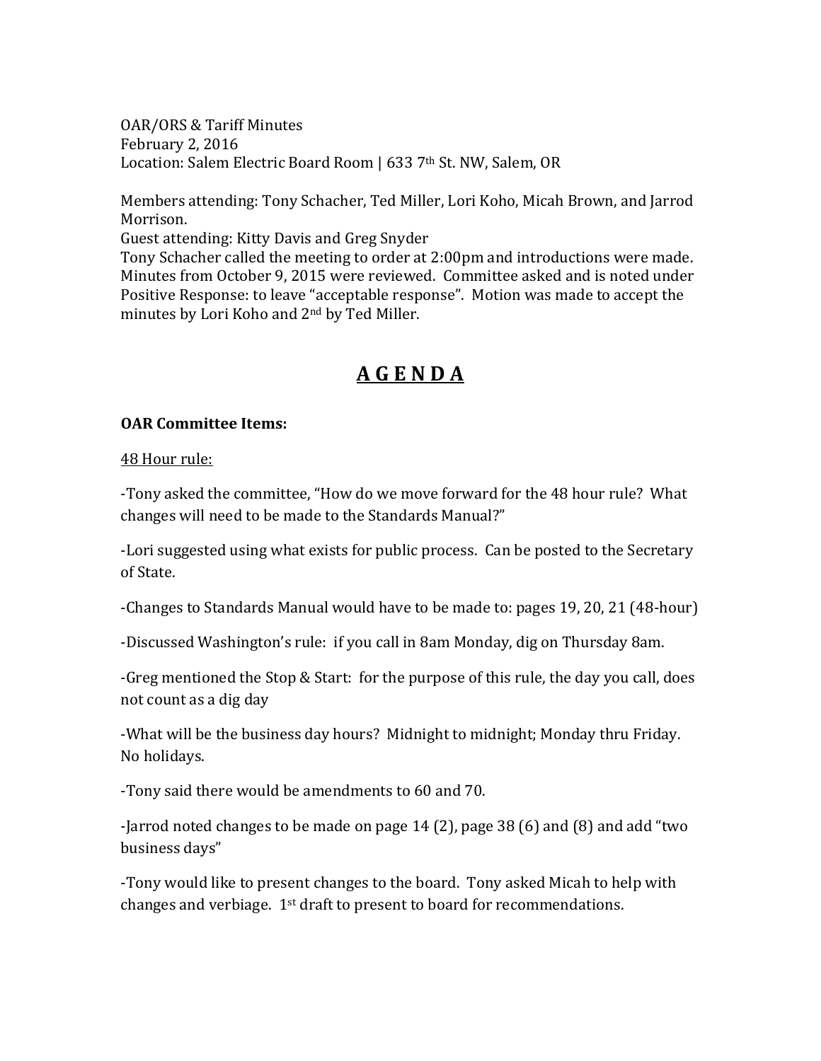OAR/ORS & Tariff Minutes
February 2, 2016
Location: Salem Electric Board Room | 633 7th St. NW, Salem, OR

Members attending: Tony Schacher, Ted Miller, Lori Koho, Micah Brown, and Jarrod Morrison.
Guest attending: Kitty Davis and Greg Snyder
Tony Schacher called the meeting to order at 2:00pm and introductions were made. Minutes from October 9, 2015 were reviewed. Committee asked and is noted under Positive Response: to leave "acceptable response". Motion was made to accept the minutes by Lori Koho and 2nd by Ted Miller.

# A G E N D A

**OAR Committee Items:**

48 Hour rule:

-Tony asked the committee, "How do we move forward for the 48 hour rule? What changes will need to be made to the Standards Manual?"

-Lori suggested using what exists for public process. Can be posted to the Secretary of State.

-Changes to Standards Manual would have to be made to: pages 19, 20, 21 (48-hour)

-Discussed Washington's rule: if you call in 8am Monday, dig on Thursday 8am.

-Greg mentioned the Stop & Start: for the purpose of this rule, the day you call, does not count as a dig day

-What will be the business day hours? Midnight to midnight; Monday thru Friday. No holidays.

-Tony said there would be amendments to 60 and 70.

-Jarrod noted changes to be made on page 14 (2), page 38 (6) and (8) and add "two business days"

-Tony would like to present changes to the board. Tony asked Micah to help with changes and verbiage. 1st draft to present to board for recommendations.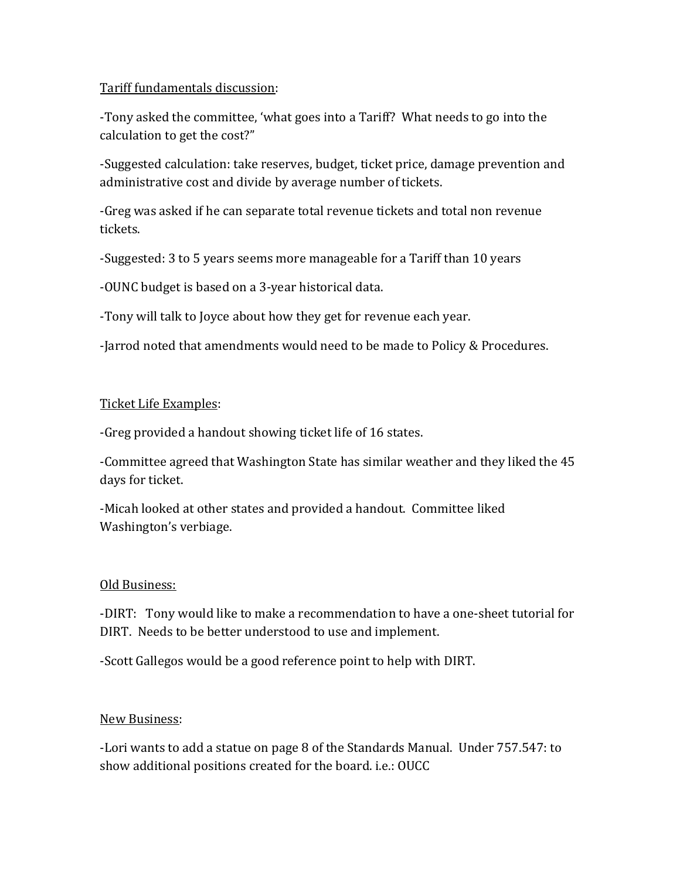<u>Tariff fundamentals discussion</u>:

-Tony asked the committee, 'what goes into a Tariff? What needs to go into the calculation to get the cost?"

-Suggested calculation: take reserves, budget, ticket price, damage prevention and administrative cost and divide by average number of tickets.

-Greg was asked if he can separate total revenue tickets and total non revenue tickets.

-Suggested: 3 to 5 years seems more manageable for a Tariff than 10 years

-OUNC budget is based on a 3-year historical data.

-Tony will talk to Joyce about how they get for revenue each year.

-Jarrod noted that amendments would need to be made to Policy & Procedures.

<u>Ticket Life Examples</u>:

-Greg provided a handout showing ticket life of 16 states.

-Committee agreed that Washington State has similar weather and they liked the 45 days for ticket.

-Micah looked at other states and provided a handout. Committee liked Washington's verbiage.

<u>Old Business:</u>

-DIRT: Tony would like to make a recommendation to have a one-sheet tutorial for DIRT. Needs to be better understood to use and implement.

-Scott Gallegos would be a good reference point to help with DIRT.

<u>New Business</u>:

-Lori wants to add a statue on page 8 of the Standards Manual. Under 757.547: to show additional positions created for the board. i.e.: OUCC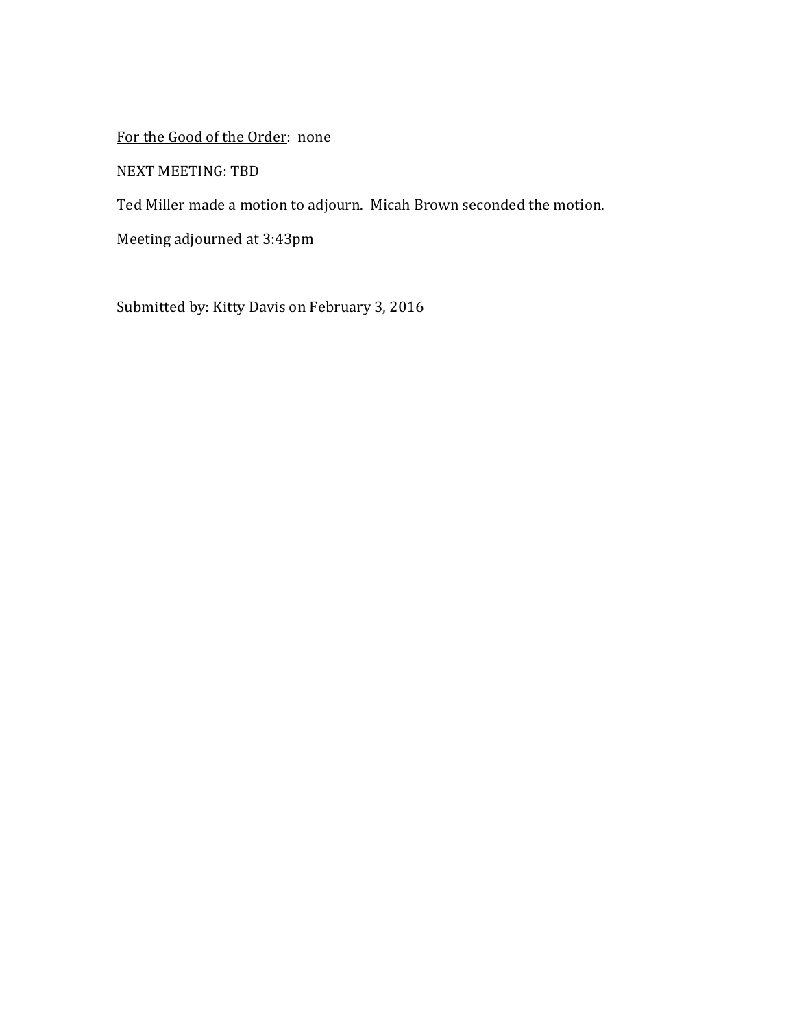<u>For the Good of the Order</u>: none

NEXT MEETING: TBD

Ted Miller made a motion to adjourn. Micah Brown seconded the motion.

Meeting adjourned at 3:43pm

Submitted by: Kitty Davis on February 3, 2016